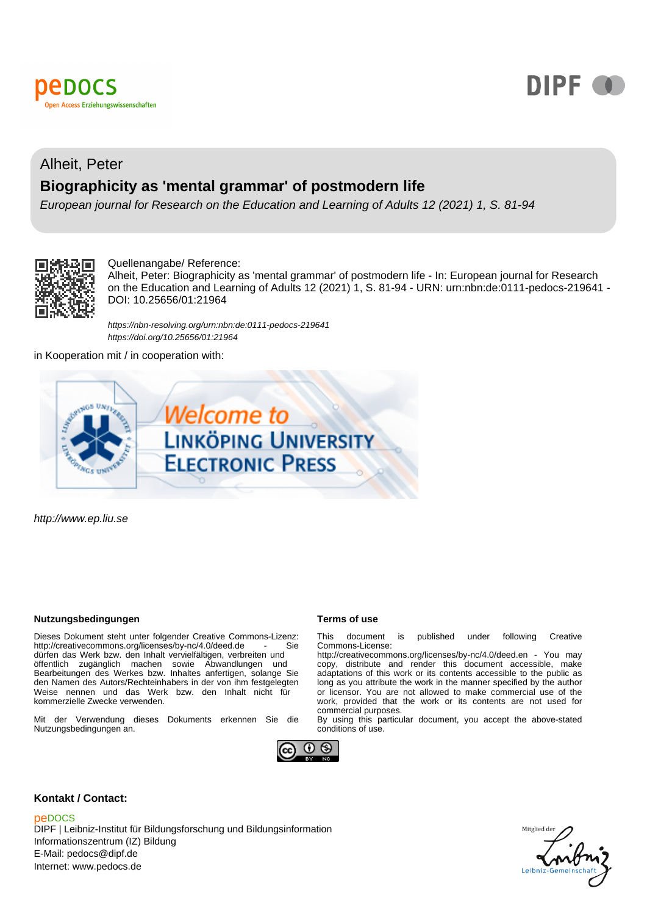pedocs
Open Access Erziehungswissenschaften

DIPF

Alheit, Peter

# Biographicity as 'mental grammar' of postmodern life

*European journal for Research on the Education and Learning of Adults 12 (2021) 1, S. 81-94*

Quellenangabe/ Reference:
Alheit, Peter: Biographicity as 'mental grammar' of postmodern life - In: European journal for Research on the Education and Learning of Adults 12 (2021) 1, S. 81-94 - URN: urn:nbn:de:0111-pedocs-219641 - DOI: 10.25656/01:21964

*https://nbn-resolving.org/urn:nbn:de:0111-pedocs-219641*
*https://doi.org/10.25656/01:21964*

in Kooperation mit / in cooperation with:

Welcome to Linköping University Electronic Press

*http://www.ep.liu.se*

### Nutzungsbedingungen

Dieses Dokument steht unter folgender Creative Commons-Lizenz: http://creativecommons.org/licenses/by-nc/4.0/deed.de - Sie dürfen das Werk bzw. den Inhalt vervielfältigen, verbreiten und öffentlich zugänglich machen sowie Abwandlungen und Bearbeitungen des Werkes bzw. Inhaltes anfertigen, solange Sie den Namen des Autors/Rechteinhabers in der von ihm festgelegten Weise nennen und das Werk bzw. den Inhalt nicht für kommerzielle Zwecke verwenden.

Mit der Verwendung dieses Dokuments erkennen Sie die Nutzungsbedingungen an.

### Terms of use

This document is published under following Creative Commons-License: http://creativecommons.org/licenses/by-nc/4.0/deed.en - You may copy, distribute and render this document accessible, make adaptations of this work or its contents accessible to the public as long as you attribute the work in the manner specified by the author or licensor. You are not allowed to make commercial use of the work, provided that the work or its contents are not used for commercial purposes.

By using this particular document, you accept the above-stated conditions of use.

### Kontakt / Contact:

peDOCS
DIPF | Leibniz-Institut für Bildungsforschung und Bildungsinformation
Informationszentrum (IZ) Bildung
E-Mail: pedocs@dipf.de
Internet: www.pedocs.de

Mitglied der Leibniz-Gemeinschaft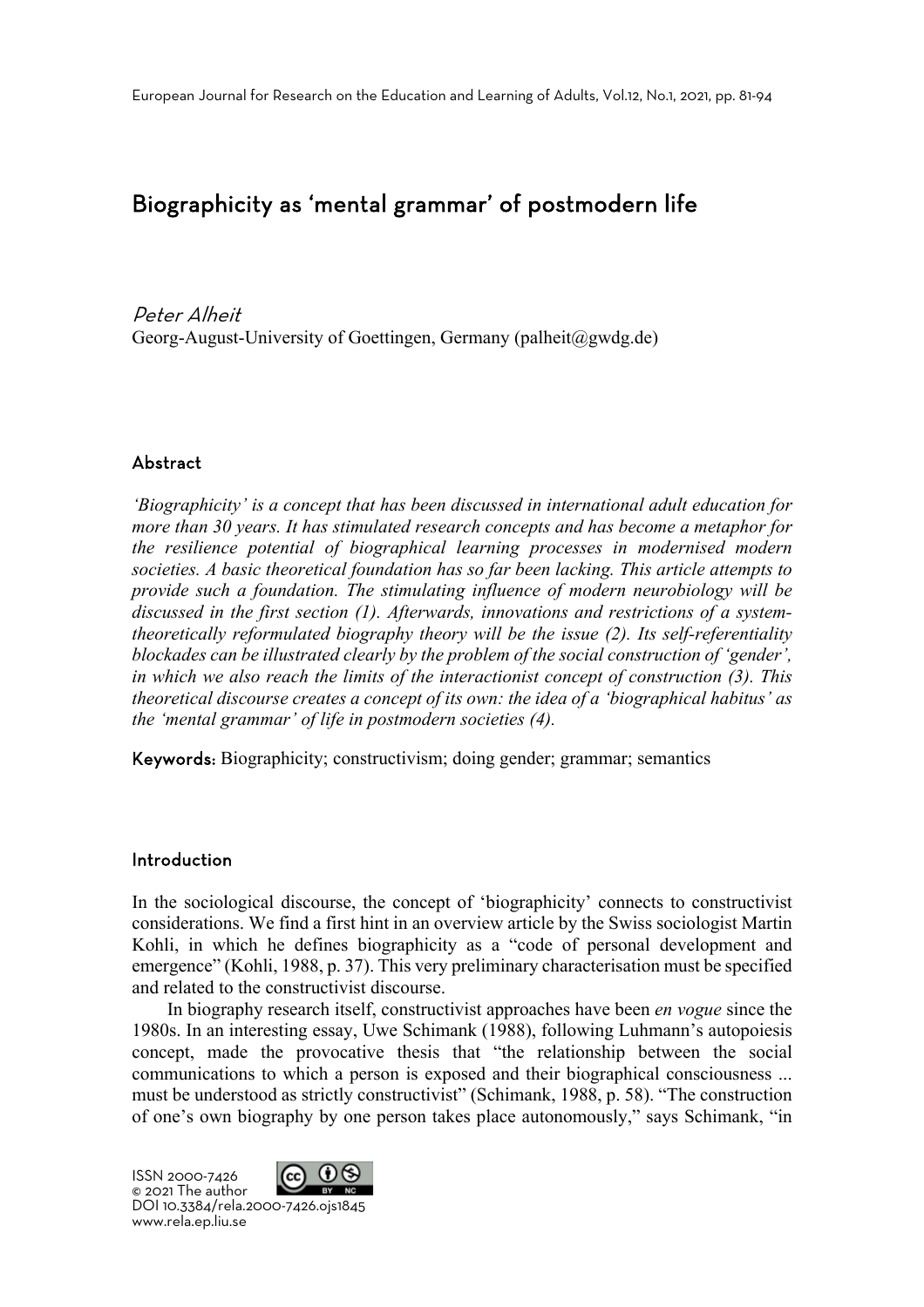# Biographicity as 'mental grammar' of postmodern life

*Peter Alheit*
Georg-August-University of Goettingen, Germany (palheit@gwdg.de)

## Abstract

*'Biographicity' is a concept that has been discussed in international adult education for more than 30 years. It has stimulated research concepts and has become a metaphor for the resilience potential of biographical learning processes in modernised modern societies. A basic theoretical foundation has so far been lacking. This article attempts to provide such a foundation. The stimulating influence of modern neurobiology will be discussed in the first section (1). Afterwards, innovations and restrictions of a system-theoretically reformulated biography theory will be the issue (2). Its self-referentiality blockades can be illustrated clearly by the problem of the social construction of 'gender', in which we also reach the limits of the interactionist concept of construction (3). This theoretical discourse creates a concept of its own: the idea of a 'biographical habitus' as the 'mental grammar' of life in postmodern societies (4).*

**Keywords:** Biographicity; constructivism; doing gender; grammar; semantics

## Introduction

In the sociological discourse, the concept of 'biographicity' connects to constructivist considerations. We find a first hint in an overview article by the Swiss sociologist Martin Kohli, in which he defines biographicity as a "code of personal development and emergence" (Kohli, 1988, p. 37). This very preliminary characterisation must be specified and related to the constructivist discourse.

In biography research itself, constructivist approaches have been *en vogue* since the 1980s. In an interesting essay, Uwe Schimank (1988), following Luhmann's autopoiesis concept, made the provocative thesis that "the relationship between the social communications to which a person is exposed and their biographical consciousness ... must be understood as strictly constructivist" (Schimank, 1988, p. 58). "The construction of one's own biography by one person takes place autonomously," says Schimank, "in

ISSN 2000-7426
© 2021 The author
DOI 10.3384/rela.2000-7426.ojs1845
www.rela.ep.liu.se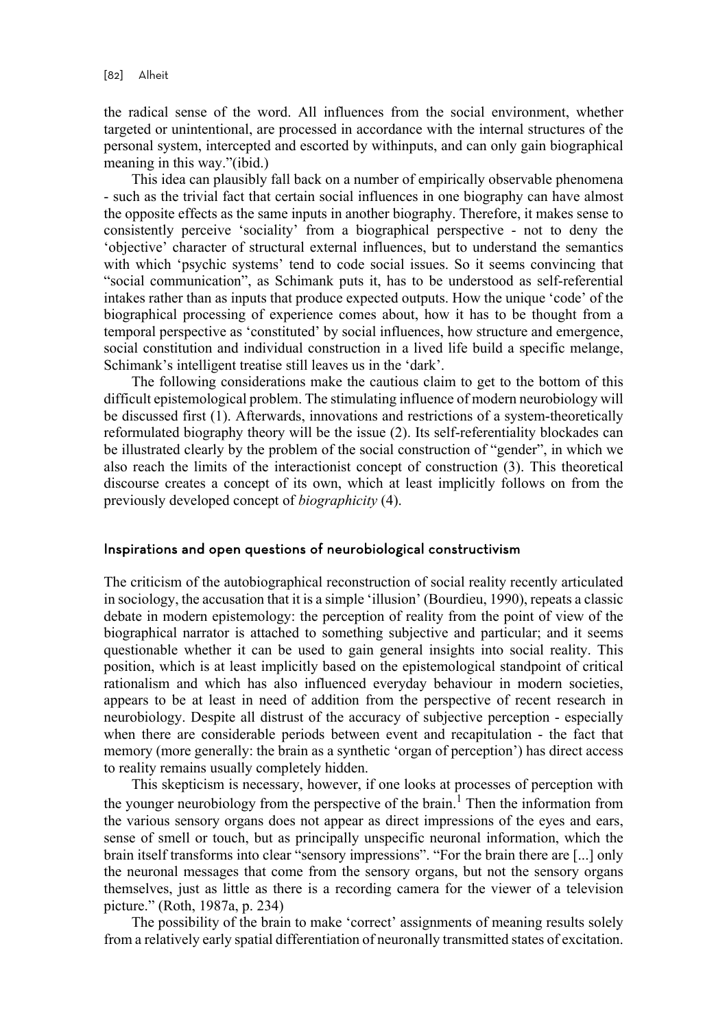the radical sense of the word. All influences from the social environment, whether targeted or unintentional, are processed in accordance with the internal structures of the personal system, intercepted and escorted by withinputs, and can only gain biographical meaning in this way."(ibid.)

This idea can plausibly fall back on a number of empirically observable phenomena - such as the trivial fact that certain social influences in one biography can have almost the opposite effects as the same inputs in another biography. Therefore, it makes sense to consistently perceive 'sociality' from a biographical perspective - not to deny the 'objective' character of structural external influences, but to understand the semantics with which 'psychic systems' tend to code social issues. So it seems convincing that "social communication", as Schimank puts it, has to be understood as self-referential intakes rather than as inputs that produce expected outputs. How the unique 'code' of the biographical processing of experience comes about, how it has to be thought from a temporal perspective as 'constituted' by social influences, how structure and emergence, social constitution and individual construction in a lived life build a specific melange, Schimank's intelligent treatise still leaves us in the 'dark'.

The following considerations make the cautious claim to get to the bottom of this difficult epistemological problem. The stimulating influence of modern neurobiology will be discussed first (1). Afterwards, innovations and restrictions of a system-theoretically reformulated biography theory will be the issue (2). Its self-referentiality blockades can be illustrated clearly by the problem of the social construction of "gender", in which we also reach the limits of the interactionist concept of construction (3). This theoretical discourse creates a concept of its own, which at least implicitly follows on from the previously developed concept of *biographicity* (4).

## Inspirations and open questions of neurobiological constructivism

The criticism of the autobiographical reconstruction of social reality recently articulated in sociology, the accusation that it is a simple 'illusion' (Bourdieu, 1990), repeats a classic debate in modern epistemology: the perception of reality from the point of view of the biographical narrator is attached to something subjective and particular; and it seems questionable whether it can be used to gain general insights into social reality. This position, which is at least implicitly based on the epistemological standpoint of critical rationalism and which has also influenced everyday behaviour in modern societies, appears to be at least in need of addition from the perspective of recent research in neurobiology. Despite all distrust of the accuracy of subjective perception - especially when there are considerable periods between event and recapitulation - the fact that memory (more generally: the brain as a synthetic 'organ of perception') has direct access to reality remains usually completely hidden.

This skepticism is necessary, however, if one looks at processes of perception with the younger neurobiology from the perspective of the brain.[1] Then the information from the various sensory organs does not appear as direct impressions of the eyes and ears, sense of smell or touch, but as principally unspecific neuronal information, which the brain itself transforms into clear "sensory impressions". "For the brain there are [...] only the neuronal messages that come from the sensory organs, but not the sensory organs themselves, just as little as there is a recording camera for the viewer of a television picture." (Roth, 1987a, p. 234)

The possibility of the brain to make 'correct' assignments of meaning results solely from a relatively early spatial differentiation of neuronally transmitted states of excitation.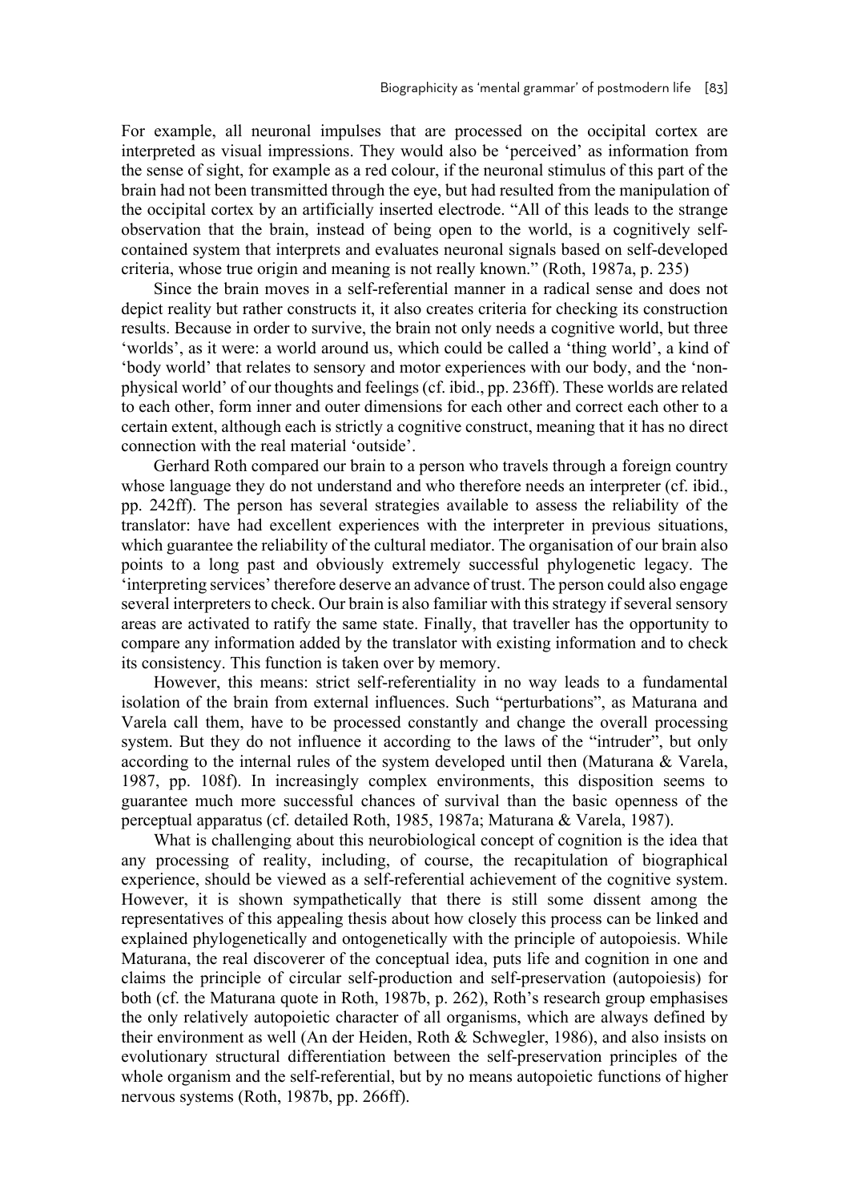For example, all neuronal impulses that are processed on the occipital cortex are interpreted as visual impressions. They would also be 'perceived' as information from the sense of sight, for example as a red colour, if the neuronal stimulus of this part of the brain had not been transmitted through the eye, but had resulted from the manipulation of the occipital cortex by an artificially inserted electrode. "All of this leads to the strange observation that the brain, instead of being open to the world, is a cognitively self-contained system that interprets and evaluates neuronal signals based on self-developed criteria, whose true origin and meaning is not really known." (Roth, 1987a, p. 235)

Since the brain moves in a self-referential manner in a radical sense and does not depict reality but rather constructs it, it also creates criteria for checking its construction results. Because in order to survive, the brain not only needs a cognitive world, but three 'worlds', as it were: a world around us, which could be called a 'thing world', a kind of 'body world' that relates to sensory and motor experiences with our body, and the 'non-physical world' of our thoughts and feelings (cf. ibid., pp. 236ff). These worlds are related to each other, form inner and outer dimensions for each other and correct each other to a certain extent, although each is strictly a cognitive construct, meaning that it has no direct connection with the real material 'outside'.

Gerhard Roth compared our brain to a person who travels through a foreign country whose language they do not understand and who therefore needs an interpreter (cf. ibid., pp. 242ff). The person has several strategies available to assess the reliability of the translator: have had excellent experiences with the interpreter in previous situations, which guarantee the reliability of the cultural mediator. The organisation of our brain also points to a long past and obviously extremely successful phylogenetic legacy. The 'interpreting services' therefore deserve an advance of trust. The person could also engage several interpreters to check. Our brain is also familiar with this strategy if several sensory areas are activated to ratify the same state. Finally, that traveller has the opportunity to compare any information added by the translator with existing information and to check its consistency. This function is taken over by memory.

However, this means: strict self-referentiality in no way leads to a fundamental isolation of the brain from external influences. Such "perturbations", as Maturana and Varela call them, have to be processed constantly and change the overall processing system. But they do not influence it according to the laws of the "intruder", but only according to the internal rules of the system developed until then (Maturana & Varela, 1987, pp. 108f). In increasingly complex environments, this disposition seems to guarantee much more successful chances of survival than the basic openness of the perceptual apparatus (cf. detailed Roth, 1985, 1987a; Maturana & Varela, 1987).

What is challenging about this neurobiological concept of cognition is the idea that any processing of reality, including, of course, the recapitulation of biographical experience, should be viewed as a self-referential achievement of the cognitive system. However, it is shown sympathetically that there is still some dissent among the representatives of this appealing thesis about how closely this process can be linked and explained phylogenetically and ontogenetically with the principle of autopoiesis. While Maturana, the real discoverer of the conceptual idea, puts life and cognition in one and claims the principle of circular self-production and self-preservation (autopoiesis) for both (cf. the Maturana quote in Roth, 1987b, p. 262), Roth's research group emphasises the only relatively autopoietic character of all organisms, which are always defined by their environment as well (An der Heiden, Roth & Schwegler, 1986), and also insists on evolutionary structural differentiation between the self-preservation principles of the whole organism and the self-referential, but by no means autopoietic functions of higher nervous systems (Roth, 1987b, pp. 266ff).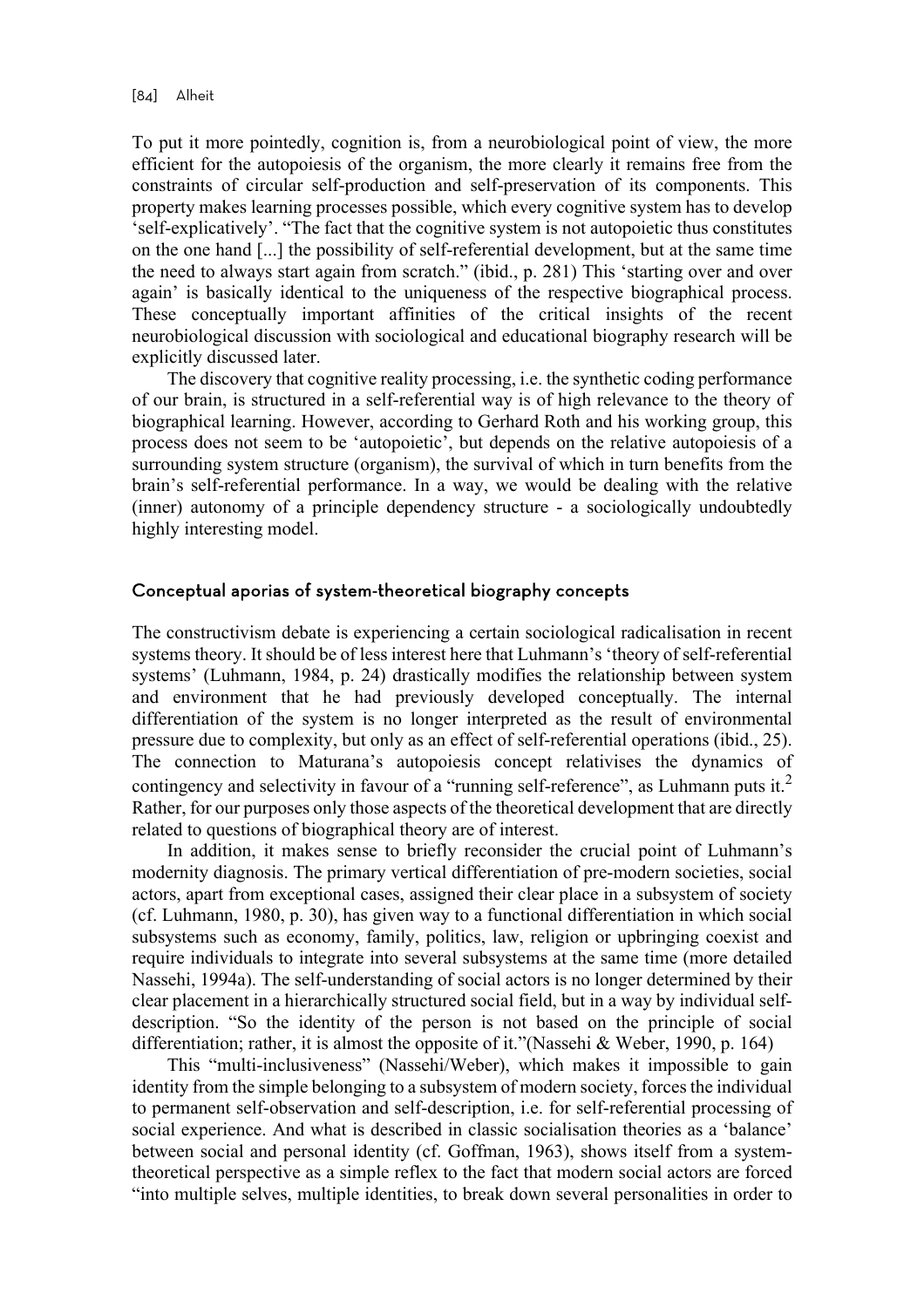To put it more pointedly, cognition is, from a neurobiological point of view, the more efficient for the autopoiesis of the organism, the more clearly it remains free from the constraints of circular self-production and self-preservation of its components. This property makes learning processes possible, which every cognitive system has to develop 'self-explicatively'. "The fact that the cognitive system is not autopoietic thus constitutes on the one hand [...] the possibility of self-referential development, but at the same time the need to always start again from scratch." (ibid., p. 281) This 'starting over and over again' is basically identical to the uniqueness of the respective biographical process. These conceptually important affinities of the critical insights of the recent neurobiological discussion with sociological and educational biography research will be explicitly discussed later.

The discovery that cognitive reality processing, i.e. the synthetic coding performance of our brain, is structured in a self-referential way is of high relevance to the theory of biographical learning. However, according to Gerhard Roth and his working group, this process does not seem to be 'autopoietic', but depends on the relative autopoiesis of a surrounding system structure (organism), the survival of which in turn benefits from the brain's self-referential performance. In a way, we would be dealing with the relative (inner) autonomy of a principle dependency structure - a sociologically undoubtedly highly interesting model.

## Conceptual aporias of system-theoretical biography concepts

The constructivism debate is experiencing a certain sociological radicalisation in recent systems theory. It should be of less interest here that Luhmann's 'theory of self-referential systems' (Luhmann, 1984, p. 24) drastically modifies the relationship between system and environment that he had previously developed conceptually. The internal differentiation of the system is no longer interpreted as the result of environmental pressure due to complexity, but only as an effect of self-referential operations (ibid., 25). The connection to Maturana's autopoiesis concept relativises the dynamics of contingency and selectivity in favour of a "running self-reference", as Luhmann puts it.[2] Rather, for our purposes only those aspects of the theoretical development that are directly related to questions of biographical theory are of interest.

In addition, it makes sense to briefly reconsider the crucial point of Luhmann's modernity diagnosis. The primary vertical differentiation of pre-modern societies, social actors, apart from exceptional cases, assigned their clear place in a subsystem of society (cf. Luhmann, 1980, p. 30), has given way to a functional differentiation in which social subsystems such as economy, family, politics, law, religion or upbringing coexist and require individuals to integrate into several subsystems at the same time (more detailed Nassehi, 1994a). The self-understanding of social actors is no longer determined by their clear placement in a hierarchically structured social field, but in a way by individual self-description. "So the identity of the person is not based on the principle of social differentiation; rather, it is almost the opposite of it."(Nassehi & Weber, 1990, p. 164)

This "multi-inclusiveness" (Nassehi/Weber), which makes it impossible to gain identity from the simple belonging to a subsystem of modern society, forces the individual to permanent self-observation and self-description, i.e. for self-referential processing of social experience. And what is described in classic socialisation theories as a 'balance' between social and personal identity (cf. Goffman, 1963), shows itself from a system-theoretical perspective as a simple reflex to the fact that modern social actors are forced "into multiple selves, multiple identities, to break down several personalities in order to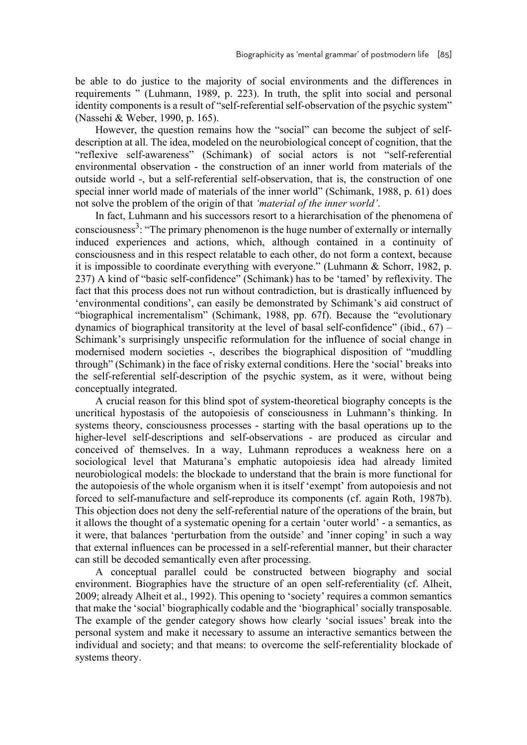be able to do justice to the majority of social environments and the differences in requirements " (Luhmann, 1989, p. 223). In truth, the split into social and personal identity components is a result of "self-referential self-observation of the psychic system" (Nassehi & Weber, 1990, p. 165).

However, the question remains how the "social" can become the subject of self-description at all. The idea, modeled on the neurobiological concept of cognition, that the "reflexive self-awareness" (Schimank) of social actors is not "self-referential environmental observation - the construction of an inner world from materials of the outside world -, but a self-referential self-observation, that is, the construction of one special inner world made of materials of the inner world" (Schimank, 1988, p. 61) does not solve the problem of the origin of that *'material of the inner world'*.

In fact, Luhmann and his successors resort to a hierarchisation of the phenomena of consciousness[3]: "The primary phenomenon is the huge number of externally or internally induced experiences and actions, which, although contained in a continuity of consciousness and in this respect relatable to each other, do not form a context, because it is impossible to coordinate everything with everyone." (Luhmann & Schorr, 1982, p. 237) A kind of "basic self-confidence" (Schimank) has to be 'tamed' by reflexivity. The fact that this process does not run without contradiction, but is drastically influenced by 'environmental conditions', can easily be demonstrated by Schimank's aid construct of "biographical incrementalism" (Schimank, 1988, pp. 67f). Because the "evolutionary dynamics of biographical transitority at the level of basal self-confidence" (ibid., 67) – Schimank's surprisingly unspecific reformulation for the influence of social change in modernised modern societies -, describes the biographical disposition of "muddling through" (Schimank) in the face of risky external conditions. Here the 'social' breaks into the self-referential self-description of the psychic system, as it were, without being conceptually integrated.

A crucial reason for this blind spot of system-theoretical biography concepts is the uncritical hypostasis of the autopoiesis of consciousness in Luhmann's thinking. In systems theory, consciousness processes - starting with the basal operations up to the higher-level self-descriptions and self-observations - are produced as circular and conceived of themselves. In a way, Luhmann reproduces a weakness here on a sociological level that Maturana's emphatic autopoiesis idea had already limited neurobiological models: the blockade to understand that the brain is more functional for the autopoiesis of the whole organism when it is itself 'exempt' from autopoiesis and not forced to self-manufacture and self-reproduce its components (cf. again Roth, 1987b). This objection does not deny the self-referential nature of the operations of the brain, but it allows the thought of a systematic opening for a certain 'outer world' - a semantics, as it were, that balances 'perturbation from the outside' and 'inner coping' in such a way that external influences can be processed in a self-referential manner, but their character can still be decoded semantically even after processing.

A conceptual parallel could be constructed between biography and social environment. Biographies have the structure of an open self-referentiality (cf. Alheit, 2009; already Alheit et al., 1992). This opening to 'society' requires a common semantics that make the 'social' biographically codable and the 'biographical' socially transposable. The example of the gender category shows how clearly 'social issues' break into the personal system and make it necessary to assume an interactive semantics between the individual and society; and that means: to overcome the self-referentiality blockade of systems theory.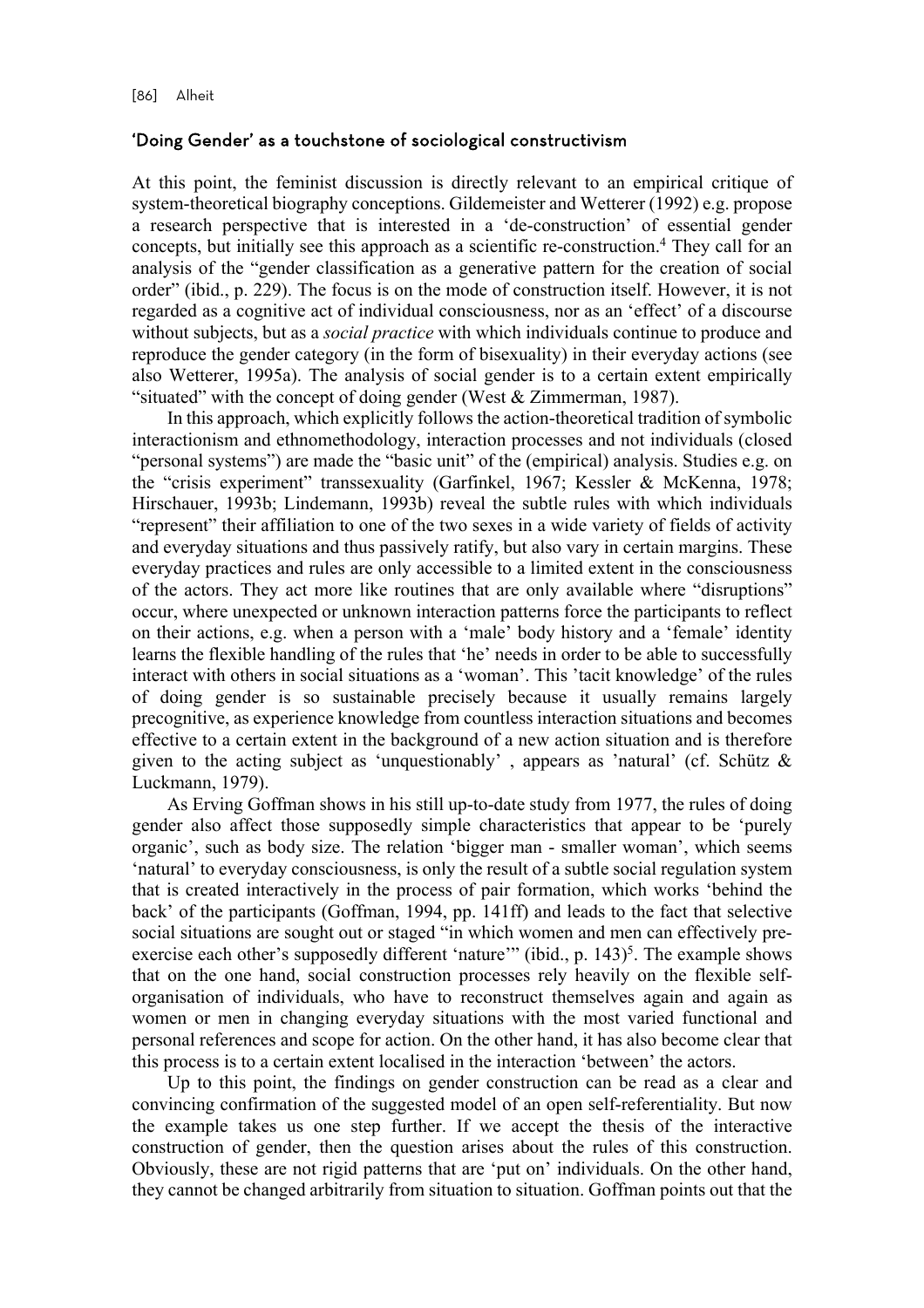## 'Doing Gender' as a touchstone of sociological constructivism

At this point, the feminist discussion is directly relevant to an empirical critique of system-theoretical biography conceptions. Gildemeister and Wetterer (1992) e.g. propose a research perspective that is interested in a 'de-construction' of essential gender concepts, but initially see this approach as a scientific re-construction.[4] They call for an analysis of the "gender classification as a generative pattern for the creation of social order" (ibid., p. 229). The focus is on the mode of construction itself. However, it is not regarded as a cognitive act of individual consciousness, nor as an 'effect' of a discourse without subjects, but as a *social practice* with which individuals continue to produce and reproduce the gender category (in the form of bisexuality) in their everyday actions (see also Wetterer, 1995a). The analysis of social gender is to a certain extent empirically "situated" with the concept of doing gender (West & Zimmerman, 1987).

In this approach, which explicitly follows the action-theoretical tradition of symbolic interactionism and ethnomethodology, interaction processes and not individuals (closed "personal systems") are made the "basic unit" of the (empirical) analysis. Studies e.g. on the "crisis experiment" transsexuality (Garfinkel, 1967; Kessler & McKenna, 1978; Hirschauer, 1993b; Lindemann, 1993b) reveal the subtle rules with which individuals "represent" their affiliation to one of the two sexes in a wide variety of fields of activity and everyday situations and thus passively ratify, but also vary in certain margins. These everyday practices and rules are only accessible to a limited extent in the consciousness of the actors. They act more like routines that are only available where "disruptions" occur, where unexpected or unknown interaction patterns force the participants to reflect on their actions, e.g. when a person with a 'male' body history and a 'female' identity learns the flexible handling of the rules that 'he' needs in order to be able to successfully interact with others in social situations as a 'woman'. This 'tacit knowledge' of the rules of doing gender is so sustainable precisely because it usually remains largely precognitive, as experience knowledge from countless interaction situations and becomes effective to a certain extent in the background of a new action situation and is therefore given to the acting subject as 'unquestionably' , appears as 'natural' (cf. Schütz & Luckmann, 1979).

As Erving Goffman shows in his still up-to-date study from 1977, the rules of doing gender also affect those supposedly simple characteristics that appear to be 'purely organic', such as body size. The relation 'bigger man - smaller woman', which seems 'natural' to everyday consciousness, is only the result of a subtle social regulation system that is created interactively in the process of pair formation, which works 'behind the back' of the participants (Goffman, 1994, pp. 141ff) and leads to the fact that selective social situations are sought out or staged "in which women and men can effectively pre-exercise each other's supposedly different 'nature'" (ibid., p. 143)[5]. The example shows that on the one hand, social construction processes rely heavily on the flexible self-organisation of individuals, who have to reconstruct themselves again and again as women or men in changing everyday situations with the most varied functional and personal references and scope for action. On the other hand, it has also become clear that this process is to a certain extent localised in the interaction 'between' the actors.

Up to this point, the findings on gender construction can be read as a clear and convincing confirmation of the suggested model of an open self-referentiality. But now the example takes us one step further. If we accept the thesis of the interactive construction of gender, then the question arises about the rules of this construction. Obviously, these are not rigid patterns that are 'put on' individuals. On the other hand, they cannot be changed arbitrarily from situation to situation. Goffman points out that the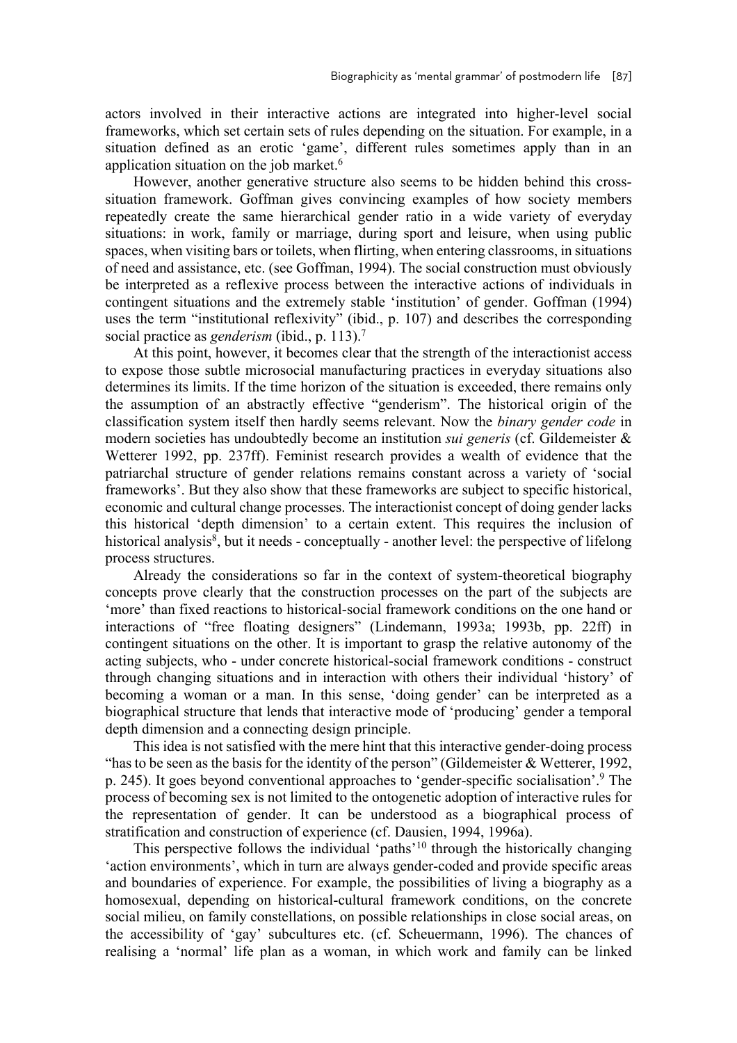actors involved in their interactive actions are integrated into higher-level social frameworks, which set certain sets of rules depending on the situation. For example, in a situation defined as an erotic 'game', different rules sometimes apply than in an application situation on the job market.[6]

However, another generative structure also seems to be hidden behind this cross-situation framework. Goffman gives convincing examples of how society members repeatedly create the same hierarchical gender ratio in a wide variety of everyday situations: in work, family or marriage, during sport and leisure, when using public spaces, when visiting bars or toilets, when flirting, when entering classrooms, in situations of need and assistance, etc. (see Goffman, 1994). The social construction must obviously be interpreted as a reflexive process between the interactive actions of individuals in contingent situations and the extremely stable 'institution' of gender. Goffman (1994) uses the term "institutional reflexivity" (ibid., p. 107) and describes the corresponding social practice as *genderism* (ibid., p. 113).[7]

At this point, however, it becomes clear that the strength of the interactionist access to expose those subtle microsocial manufacturing practices in everyday situations also determines its limits. If the time horizon of the situation is exceeded, there remains only the assumption of an abstractly effective "genderism". The historical origin of the classification system itself then hardly seems relevant. Now the *binary gender code* in modern societies has undoubtedly become an institution *sui generis* (cf. Gildemeister & Wetterer 1992, pp. 237ff). Feminist research provides a wealth of evidence that the patriarchal structure of gender relations remains constant across a variety of 'social frameworks'. But they also show that these frameworks are subject to specific historical, economic and cultural change processes. The interactionist concept of doing gender lacks this historical 'depth dimension' to a certain extent. This requires the inclusion of historical analysis[8], but it needs - conceptually - another level: the perspective of lifelong process structures.

Already the considerations so far in the context of system-theoretical biography concepts prove clearly that the construction processes on the part of the subjects are 'more' than fixed reactions to historical-social framework conditions on the one hand or interactions of "free floating designers" (Lindemann, 1993a; 1993b, pp. 22ff) in contingent situations on the other. It is important to grasp the relative autonomy of the acting subjects, who - under concrete historical-social framework conditions - construct through changing situations and in interaction with others their individual 'history' of becoming a woman or a man. In this sense, 'doing gender' can be interpreted as a biographical structure that lends that interactive mode of 'producing' gender a temporal depth dimension and a connecting design principle.

This idea is not satisfied with the mere hint that this interactive gender-doing process "has to be seen as the basis for the identity of the person" (Gildemeister & Wetterer, 1992, p. 245). It goes beyond conventional approaches to 'gender-specific socialisation'.[9] The process of becoming sex is not limited to the ontogenetic adoption of interactive rules for the representation of gender. It can be understood as a biographical process of stratification and construction of experience (cf. Dausien, 1994, 1996a).

This perspective follows the individual 'paths'[10] through the historically changing 'action environments', which in turn are always gender-coded and provide specific areas and boundaries of experience. For example, the possibilities of living a biography as a homosexual, depending on historical-cultural framework conditions, on the concrete social milieu, on family constellations, on possible relationships in close social areas, on the accessibility of 'gay' subcultures etc. (cf. Scheuermann, 1996). The chances of realising a 'normal' life plan as a woman, in which work and family can be linked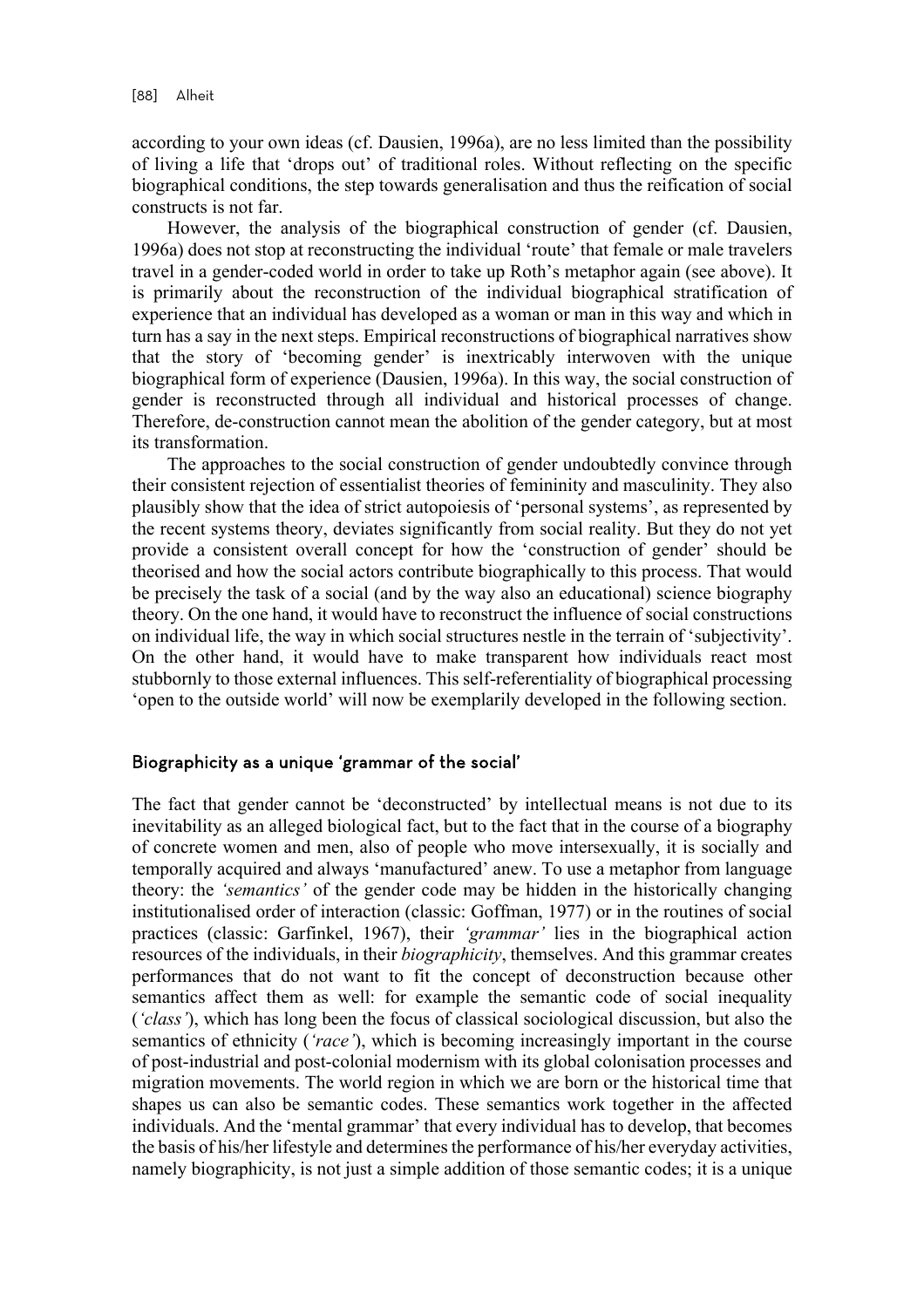according to your own ideas (cf. Dausien, 1996a), are no less limited than the possibility of living a life that 'drops out' of traditional roles. Without reflecting on the specific biographical conditions, the step towards generalisation and thus the reification of social constructs is not far.

However, the analysis of the biographical construction of gender (cf. Dausien, 1996a) does not stop at reconstructing the individual 'route' that female or male travelers travel in a gender-coded world in order to take up Roth's metaphor again (see above). It is primarily about the reconstruction of the individual biographical stratification of experience that an individual has developed as a woman or man in this way and which in turn has a say in the next steps. Empirical reconstructions of biographical narratives show that the story of 'becoming gender' is inextricably interwoven with the unique biographical form of experience (Dausien, 1996a). In this way, the social construction of gender is reconstructed through all individual and historical processes of change. Therefore, de-construction cannot mean the abolition of the gender category, but at most its transformation.

The approaches to the social construction of gender undoubtedly convince through their consistent rejection of essentialist theories of femininity and masculinity. They also plausibly show that the idea of strict autopoiesis of 'personal systems', as represented by the recent systems theory, deviates significantly from social reality. But they do not yet provide a consistent overall concept for how the 'construction of gender' should be theorised and how the social actors contribute biographically to this process. That would be precisely the task of a social (and by the way also an educational) science biography theory. On the one hand, it would have to reconstruct the influence of social constructions on individual life, the way in which social structures nestle in the terrain of 'subjectivity'. On the other hand, it would have to make transparent how individuals react most stubbornly to those external influences. This self-referentiality of biographical processing 'open to the outside world' will now be exemplarily developed in the following section.

## Biographicity as a unique 'grammar of the social'

The fact that gender cannot be 'deconstructed' by intellectual means is not due to its inevitability as an alleged biological fact, but to the fact that in the course of a biography of concrete women and men, also of people who move intersexually, it is socially and temporally acquired and always 'manufactured' anew. To use a metaphor from language theory: the *'semantics'* of the gender code may be hidden in the historically changing institutionalised order of interaction (classic: Goffman, 1977) or in the routines of social practices (classic: Garfinkel, 1967), their *'grammar'* lies in the biographical action resources of the individuals, in their *biographicity*, themselves. And this grammar creates performances that do not want to fit the concept of deconstruction because other semantics affect them as well: for example the semantic code of social inequality (*'class'*), which has long been the focus of classical sociological discussion, but also the semantics of ethnicity (*'race'*), which is becoming increasingly important in the course of post-industrial and post-colonial modernism with its global colonisation processes and migration movements. The world region in which we are born or the historical time that shapes us can also be semantic codes. These semantics work together in the affected individuals. And the 'mental grammar' that every individual has to develop, that becomes the basis of his/her lifestyle and determines the performance of his/her everyday activities, namely biographicity, is not just a simple addition of those semantic codes; it is a unique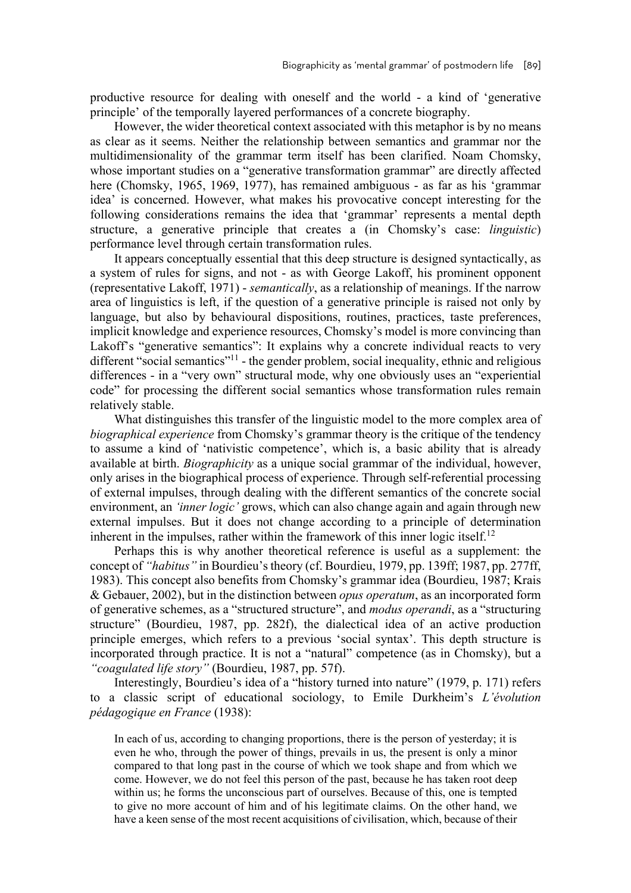productive resource for dealing with oneself and the world - a kind of 'generative principle' of the temporally layered performances of a concrete biography.

However, the wider theoretical context associated with this metaphor is by no means as clear as it seems. Neither the relationship between semantics and grammar nor the multidimensionality of the grammar term itself has been clarified. Noam Chomsky, whose important studies on a "generative transformation grammar" are directly affected here (Chomsky, 1965, 1969, 1977), has remained ambiguous - as far as his 'grammar idea' is concerned. However, what makes his provocative concept interesting for the following considerations remains the idea that 'grammar' represents a mental depth structure, a generative principle that creates a (in Chomsky's case: *linguistic*) performance level through certain transformation rules.

It appears conceptually essential that this deep structure is designed syntactically, as a system of rules for signs, and not - as with George Lakoff, his prominent opponent (representative Lakoff, 1971) - *semantically*, as a relationship of meanings. If the narrow area of linguistics is left, if the question of a generative principle is raised not only by language, but also by behavioural dispositions, routines, practices, taste preferences, implicit knowledge and experience resources, Chomsky's model is more convincing than Lakoff's "generative semantics": It explains why a concrete individual reacts to very different "social semantics"[11] - the gender problem, social inequality, ethnic and religious differences - in a "very own" structural mode, why one obviously uses an "experiential code" for processing the different social semantics whose transformation rules remain relatively stable.

What distinguishes this transfer of the linguistic model to the more complex area of *biographical experience* from Chomsky's grammar theory is the critique of the tendency to assume a kind of 'nativistic competence', which is, a basic ability that is already available at birth. *Biographicity* as a unique social grammar of the individual, however, only arises in the biographical process of experience. Through self-referential processing of external impulses, through dealing with the different semantics of the concrete social environment, an *'inner logic'* grows, which can also change again and again through new external impulses. But it does not change according to a principle of determination inherent in the impulses, rather within the framework of this inner logic itself.[12]

Perhaps this is why another theoretical reference is useful as a supplement: the concept of *"habitus"* in Bourdieu's theory (cf. Bourdieu, 1979, pp. 139ff; 1987, pp. 277ff, 1983). This concept also benefits from Chomsky's grammar idea (Bourdieu, 1987; Krais & Gebauer, 2002), but in the distinction between *opus operatum*, as an incorporated form of generative schemes, as a "structured structure", and *modus operandi*, as a "structuring structure" (Bourdieu, 1987, pp. 282f), the dialectical idea of an active production principle emerges, which refers to a previous 'social syntax'. This depth structure is incorporated through practice. It is not a "natural" competence (as in Chomsky), but a *"coagulated life story"* (Bourdieu, 1987, pp. 57f).

Interestingly, Bourdieu's idea of a "history turned into nature" (1979, p. 171) refers to a classic script of educational sociology, to Emile Durkheim's *L'évolution pédagogique en France* (1938):

> In each of us, according to changing proportions, there is the person of yesterday; it is even he who, through the power of things, prevails in us, the present is only a minor compared to that long past in the course of which we took shape and from which we come. However, we do not feel this person of the past, because he has taken root deep within us; he forms the unconscious part of ourselves. Because of this, one is tempted to give no more account of him and of his legitimate claims. On the other hand, we have a keen sense of the most recent acquisitions of civilisation, which, because of their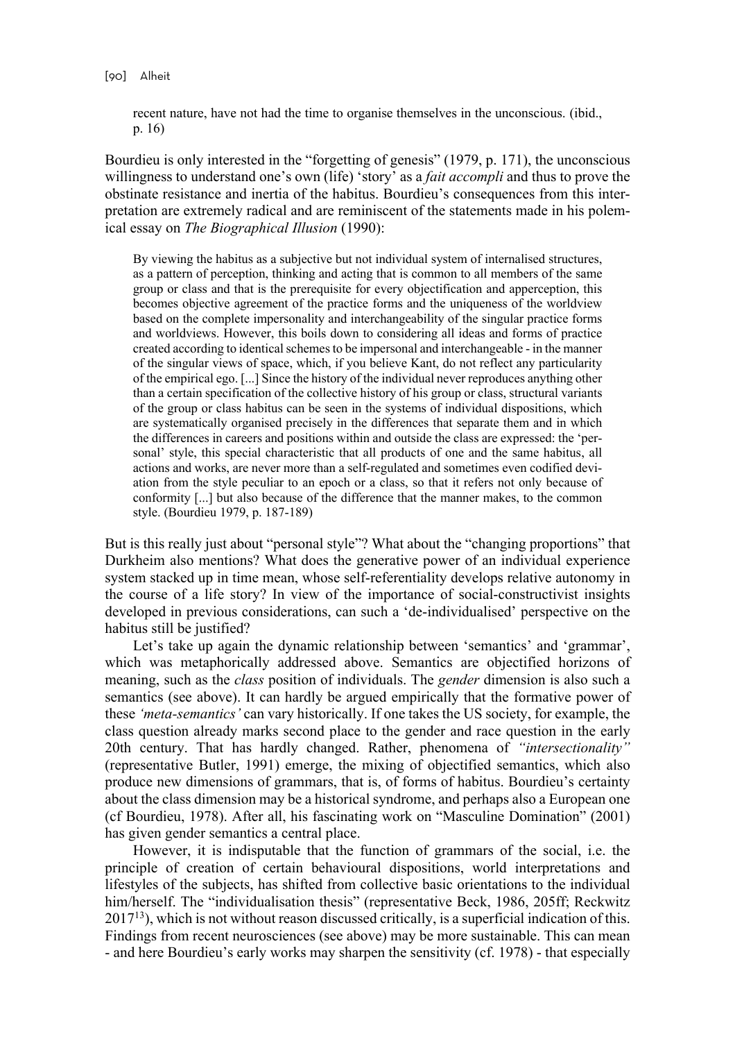> recent nature, have not had the time to organise themselves in the unconscious. (ibid., p. 16)

Bourdieu is only interested in the "forgetting of genesis" (1979, p. 171), the unconscious willingness to understand one's own (life) 'story' as a *fait accompli* and thus to prove the obstinate resistance and inertia of the habitus. Bourdieu's consequences from this interpretation are extremely radical and are reminiscent of the statements made in his polemical essay on *The Biographical Illusion* (1990):

> By viewing the habitus as a subjective but not individual system of internalised structures, as a pattern of perception, thinking and acting that is common to all members of the same group or class and that is the prerequisite for every objectification and apperception, this becomes objective agreement of the practice forms and the uniqueness of the worldview based on the complete impersonality and interchangeability of the singular practice forms and worldviews. However, this boils down to considering all ideas and forms of practice created according to identical schemes to be impersonal and interchangeable - in the manner of the singular views of space, which, if you believe Kant, do not reflect any particularity of the empirical ego. [...] Since the history of the individual never reproduces anything other than a certain specification of the collective history of his group or class, structural variants of the group or class habitus can be seen in the systems of individual dispositions, which are systematically organised precisely in the differences that separate them and in which the differences in careers and positions within and outside the class are expressed: the 'personal' style, this special characteristic that all products of one and the same habitus, all actions and works, are never more than a self-regulated and sometimes even codified deviation from the style peculiar to an epoch or a class, so that it refers not only because of conformity [...] but also because of the difference that the manner makes, to the common style. (Bourdieu 1979, p. 187-189)

But is this really just about "personal style"? What about the "changing proportions" that Durkheim also mentions? What does the generative power of an individual experience system stacked up in time mean, whose self-referentiality develops relative autonomy in the course of a life story? In view of the importance of social-constructivist insights developed in previous considerations, can such a 'de-individualised' perspective on the habitus still be justified?

Let's take up again the dynamic relationship between 'semantics' and 'grammar', which was metaphorically addressed above. Semantics are objectified horizons of meaning, such as the *class* position of individuals. The *gender* dimension is also such a semantics (see above). It can hardly be argued empirically that the formative power of these *'meta-semantics'* can vary historically. If one takes the US society, for example, the class question already marks second place to the gender and race question in the early 20th century. That has hardly changed. Rather, phenomena of *"intersectionality"* (representative Butler, 1991) emerge, the mixing of objectified semantics, which also produce new dimensions of grammars, that is, of forms of habitus. Bourdieu's certainty about the class dimension may be a historical syndrome, and perhaps also a European one (cf Bourdieu, 1978). After all, his fascinating work on "Masculine Domination" (2001) has given gender semantics a central place.

However, it is indisputable that the function of grammars of the social, i.e. the principle of creation of certain behavioural dispositions, world interpretations and lifestyles of the subjects, has shifted from collective basic orientations to the individual him/herself. The "individualisation thesis" (representative Beck, 1986, 205ff; Reckwitz 2017[13]), which is not without reason discussed critically, is a superficial indication of this. Findings from recent neurosciences (see above) may be more sustainable. This can mean - and here Bourdieu's early works may sharpen the sensitivity (cf. 1978) - that especially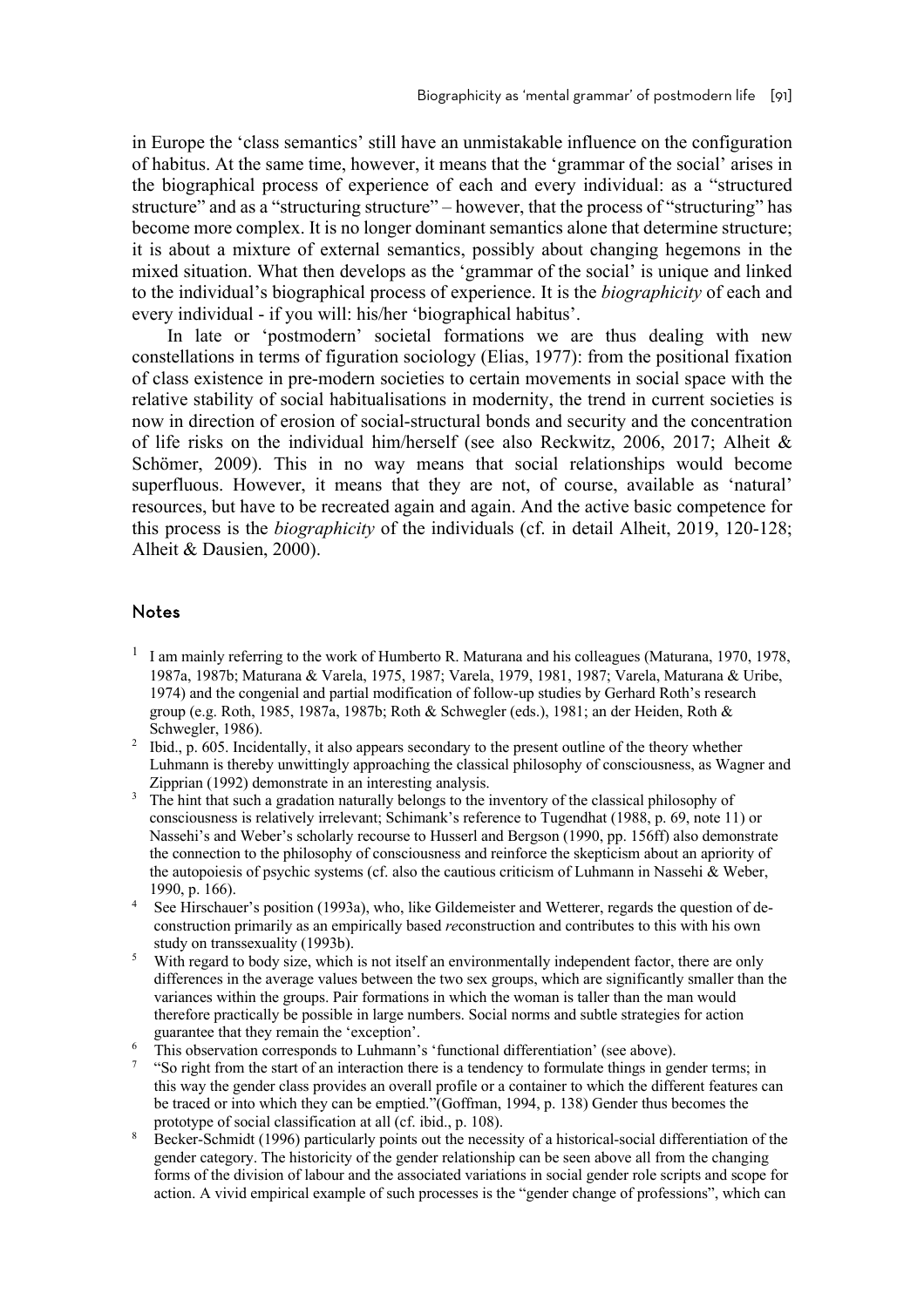in Europe the 'class semantics' still have an unmistakable influence on the configuration of habitus. At the same time, however, it means that the 'grammar of the social' arises in the biographical process of experience of each and every individual: as a "structured structure" and as a "structuring structure" – however, that the process of "structuring" has become more complex. It is no longer dominant semantics alone that determine structure; it is about a mixture of external semantics, possibly about changing hegemons in the mixed situation. What then develops as the 'grammar of the social' is unique and linked to the individual's biographical process of experience. It is the *biographicity* of each and every individual - if you will: his/her 'biographical habitus'.

In late or 'postmodern' societal formations we are thus dealing with new constellations in terms of figuration sociology (Elias, 1977): from the positional fixation of class existence in pre-modern societies to certain movements in social space with the relative stability of social habitualisations in modernity, the trend in current societies is now in direction of erosion of social-structural bonds and security and the concentration of life risks on the individual him/herself (see also Reckwitz, 2006, 2017; Alheit & Schömer, 2009). This in no way means that social relationships would become superfluous. However, it means that they are not, of course, available as 'natural' resources, but have to be recreated again and again. And the active basic competence for this process is the *biographicity* of the individuals (cf. in detail Alheit, 2019, 120-128; Alheit & Dausien, 2000).

## Notes

[1] I am mainly referring to the work of Humberto R. Maturana and his colleagues (Maturana, 1970, 1978, 1987a, 1987b; Maturana & Varela, 1975, 1987; Varela, 1979, 1981, 1987; Varela, Maturana & Uribe, 1974) and the congenial and partial modification of follow-up studies by Gerhard Roth's research group (e.g. Roth, 1985, 1987a, 1987b; Roth & Schwegler (eds.), 1981; an der Heiden, Roth & Schwegler, 1986).

[2] Ibid., p. 605. Incidentally, it also appears secondary to the present outline of the theory whether Luhmann is thereby unwittingly approaching the classical philosophy of consciousness, as Wagner and Zipprian (1992) demonstrate in an interesting analysis.

[3] The hint that such a gradation naturally belongs to the inventory of the classical philosophy of consciousness is relatively irrelevant; Schimank's reference to Tugendhat (1988, p. 69, note 11) or Nassehi's and Weber's scholarly recourse to Husserl and Bergson (1990, pp. 156ff) also demonstrate the connection to the philosophy of consciousness and reinforce the skepticism about an apriority of the autopoiesis of psychic systems (cf. also the cautious criticism of Luhmann in Nassehi & Weber, 1990, p. 166).

[4] See Hirschauer's position (1993a), who, like Gildemeister and Wetterer, regards the question of de-construction primarily as an empirically based *re*construction and contributes to this with his own study on transsexuality (1993b).

[5] With regard to body size, which is not itself an environmentally independent factor, there are only differences in the average values between the two sex groups, which are significantly smaller than the variances within the groups. Pair formations in which the woman is taller than the man would therefore practically be possible in large numbers. Social norms and subtle strategies for action guarantee that they remain the 'exception'.

[6] This observation corresponds to Luhmann's 'functional differentiation' (see above).

[7] "So right from the start of an interaction there is a tendency to formulate things in gender terms; in this way the gender class provides an overall profile or a container to which the different features can be traced or into which they can be emptied."(Goffman, 1994, p. 138) Gender thus becomes the prototype of social classification at all (cf. ibid., p. 108).

[8] Becker-Schmidt (1996) particularly points out the necessity of a historical-social differentiation of the gender category. The historicity of the gender relationship can be seen above all from the changing forms of the division of labour and the associated variations in social gender role scripts and scope for action. A vivid empirical example of such processes is the "gender change of professions", which can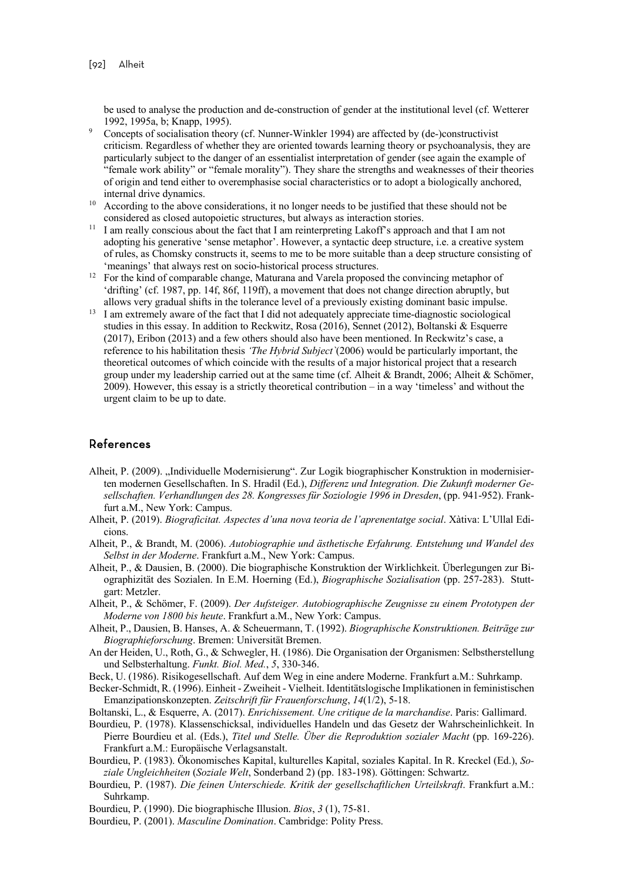be used to analyse the production and de-construction of gender at the institutional level (cf. Wetterer 1992, 1995a, b; Knapp, 1995).

[9] Concepts of socialisation theory (cf. Nunner-Winkler 1994) are affected by (de-)constructivist criticism. Regardless of whether they are oriented towards learning theory or psychoanalysis, they are particularly subject to the danger of an essentialist interpretation of gender (see again the example of "female work ability" or "female morality"). They share the strengths and weaknesses of their theories of origin and tend either to overemphasise social characteristics or to adopt a biologically anchored, internal drive dynamics.

[10] According to the above considerations, it no longer needs to be justified that these should not be considered as closed autopoietic structures, but always as interaction stories.

[11] I am really conscious about the fact that I am reinterpreting Lakoff's approach and that I am not adopting his generative 'sense metaphor'. However, a syntactic deep structure, i.e. a creative system of rules, as Chomsky constructs it, seems to me to be more suitable than a deep structure consisting of 'meanings' that always rest on socio-historical process structures.

[12] For the kind of comparable change, Maturana and Varela proposed the convincing metaphor of 'drifting' (cf. 1987, pp. 14f, 86f, 119ff), a movement that does not change direction abruptly, but allows very gradual shifts in the tolerance level of a previously existing dominant basic impulse.

[13] I am extremely aware of the fact that I did not adequately appreciate time-diagnostic sociological studies in this essay. In addition to Reckwitz, Rosa (2016), Sennet (2012), Boltanski & Esquerre (2017), Eribon (2013) and a few others should also have been mentioned. In Reckwitz's case, a reference to his habilitation thesis *'The Hybrid Subject'*(2006) would be particularly important, the theoretical outcomes of which coincide with the results of a major historical project that a research group under my leadership carried out at the same time (cf. Alheit & Brandt, 2006; Alheit & Schömer, 2009). However, this essay is a strictly theoretical contribution – in a way 'timeless' and without the urgent claim to be up to date.

## References

Alheit, P. (2009). „Individuelle Modernisierung". Zur Logik biographischer Konstruktion in modernisierten modernen Gesellschaften. In S. Hradil (Ed.), *Differenz und Integration. Die Zukunft moderner Gesellschaften. Verhandlungen des 28. Kongresses für Soziologie 1996 in Dresden*, (pp. 941-952). Frankfurt a.M., New York: Campus.

Alheit, P. (2019). *Biograficitat. Aspectes d'una nova teoria de l'aprenentatge social*. Xàtiva: L'Ullal Edicions.

Alheit, P., & Brandt, M. (2006). *Autobiographie und ästhetische Erfahrung. Entstehung und Wandel des Selbst in der Moderne*. Frankfurt a.M., New York: Campus.

Alheit, P., & Dausien, B. (2000). Die biographische Konstruktion der Wirklichkeit. Überlegungen zur Biographizität des Sozialen. In E.M. Hoerning (Ed.), *Biographische Sozialisation* (pp. 257-283). Stuttgart: Metzler.

Alheit, P., & Schömer, F. (2009). *Der Aufsteiger. Autobiographische Zeugnisse zu einem Prototypen der Moderne von 1800 bis heute*. Frankfurt a.M., New York: Campus.

Alheit, P., Dausien, B. Hanses, A. & Scheuermann, T. (1992). *Biographische Konstruktionen. Beiträge zur Biographieforschung*. Bremen: Universität Bremen.

An der Heiden, U., Roth, G., & Schwegler, H. (1986). Die Organisation der Organismen: Selbstherstellung und Selbsterhaltung. *Funkt. Biol. Med.*, *5*, 330-346.

Beck, U. (1986). Risikogesellschaft. Auf dem Weg in eine andere Moderne. Frankfurt a.M.: Suhrkamp.

Becker-Schmidt, R. (1996). Einheit - Zweiheit - Vielheit. Identitätslogische Implikationen in feministischen Emanzipationskonzepten. *Zeitschrift für Frauenforschung*, *14*(1/2), 5-18.

Boltanski, L., & Esquerre, A. (2017). *Enrichissement. Une critique de la marchandise*. Paris: Gallimard.

Bourdieu, P. (1978). Klassenschicksal, individuelles Handeln und das Gesetz der Wahrscheinlichkeit. In Pierre Bourdieu et al. (Eds.), *Titel und Stelle. Über die Reproduktion sozialer Macht* (pp. 169-226). Frankfurt a.M.: Europäische Verlagsanstalt.

Bourdieu, P. (1983). Ökonomisches Kapital, kulturelles Kapital, soziales Kapital. In R. Kreckel (Ed.), *Soziale Ungleichheiten* (*Soziale Welt*, Sonderband 2) (pp. 183-198). Göttingen: Schwartz.

Bourdieu, P. (1987). *Die feinen Unterschiede. Kritik der gesellschaftlichen Urteilskraft*. Frankfurt a.M.: Suhrkamp.

Bourdieu, P. (1990). Die biographische Illusion. *Bios*, *3* (1), 75-81.

Bourdieu, P. (2001). *Masculine Domination*. Cambridge: Polity Press.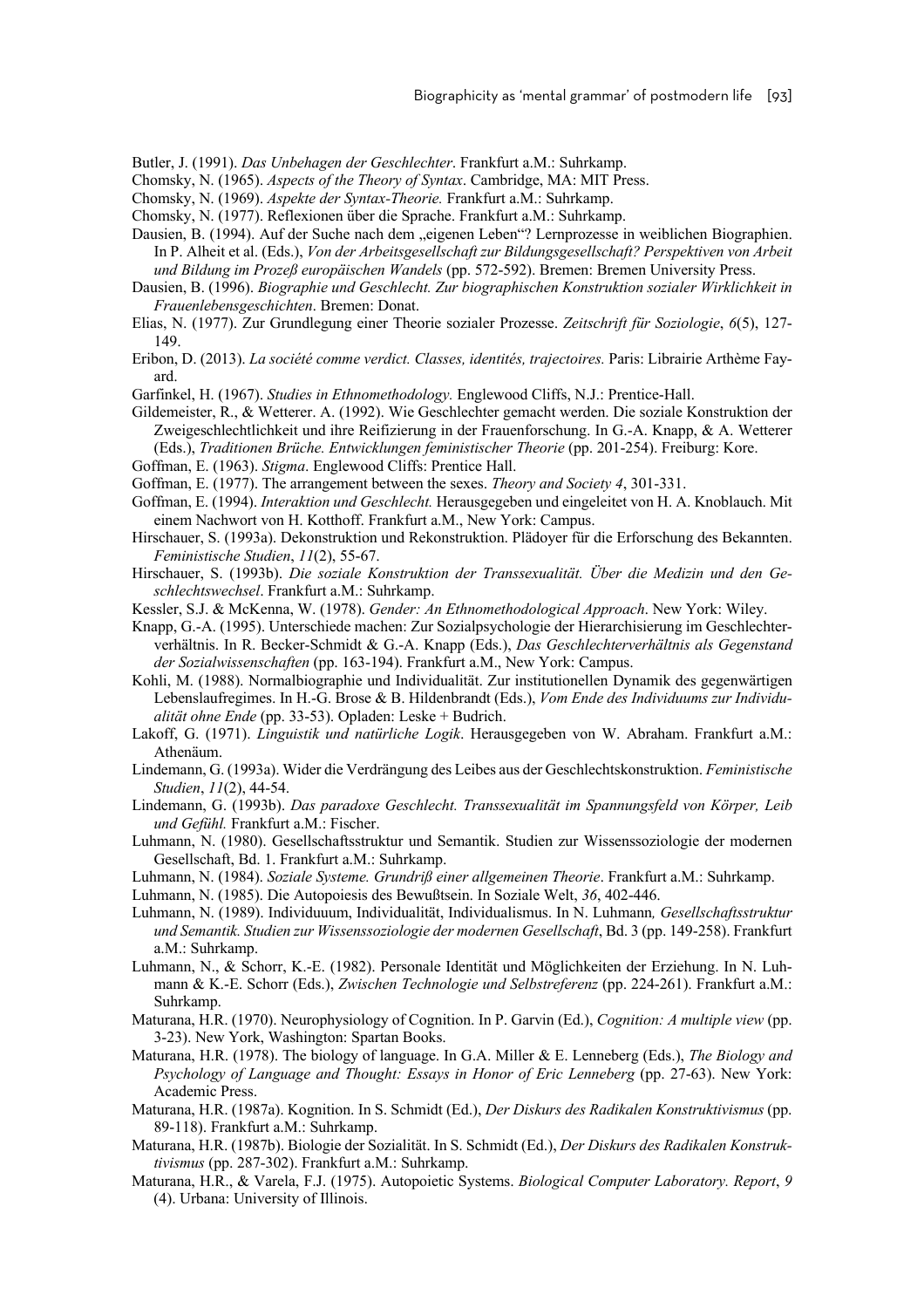Butler, J. (1991). *Das Unbehagen der Geschlechter*. Frankfurt a.M.: Suhrkamp.

Chomsky, N. (1965). *Aspects of the Theory of Syntax*. Cambridge, MA: MIT Press.

Chomsky, N. (1969). *Aspekte der Syntax-Theorie.* Frankfurt a.M.: Suhrkamp.

Chomsky, N. (1977). Reflexionen über die Sprache. Frankfurt a.M.: Suhrkamp.

Dausien, B. (1994). Auf der Suche nach dem „eigenen Leben"? Lernprozesse in weiblichen Biographien. In P. Alheit et al. (Eds.), *Von der Arbeitsgesellschaft zur Bildungsgesellschaft? Perspektiven von Arbeit und Bildung im Prozeß europäischen Wandels* (pp. 572-592). Bremen: Bremen University Press.

Dausien, B. (1996). *Biographie und Geschlecht. Zur biographischen Konstruktion sozialer Wirklichkeit in Frauenlebensgeschichten*. Bremen: Donat.

Elias, N. (1977). Zur Grundlegung einer Theorie sozialer Prozesse. *Zeitschrift für Soziologie*, *6*(5), 127-149.

Eribon, D. (2013). *La société comme verdict. Classes, identités, trajectoires.* Paris: Librairie Arthème Fayard.

Garfinkel, H. (1967). *Studies in Ethnomethodology.* Englewood Cliffs, N.J.: Prentice-Hall.

Gildemeister, R., & Wetterer. A. (1992). Wie Geschlechter gemacht werden. Die soziale Konstruktion der Zweigeschlechtlichkeit und ihre Reifizierung in der Frauenforschung. In G.-A. Knapp, & A. Wetterer (Eds.), *Traditionen Brüche. Entwicklungen feministischer Theorie* (pp. 201-254). Freiburg: Kore.

Goffman, E. (1963). *Stigma*. Englewood Cliffs: Prentice Hall.

Goffman, E. (1977). The arrangement between the sexes. *Theory and Society 4*, 301-331.

Goffman, E. (1994). *Interaktion und Geschlecht.* Herausgegeben und eingeleitet von H. A. Knoblauch. Mit einem Nachwort von H. Kotthoff. Frankfurt a.M., New York: Campus.

Hirschauer, S. (1993a). Dekonstruktion und Rekonstruktion. Plädoyer für die Erforschung des Bekannten. *Feministische Studien*, *11*(2), 55-67.

Hirschauer, S. (1993b). *Die soziale Konstruktion der Transsexualität. Über die Medizin und den Geschlechtswechsel*. Frankfurt a.M.: Suhrkamp.

Kessler, S.J. & McKenna, W. (1978). *Gender: An Ethnomethodological Approach*. New York: Wiley.

Knapp, G.-A. (1995). Unterschiede machen: Zur Sozialpsychologie der Hierarchisierung im Geschlechterverhältnis. In R. Becker-Schmidt & G.-A. Knapp (Eds.), *Das Geschlechterverhältnis als Gegenstand der Sozialwissenschaften* (pp. 163-194). Frankfurt a.M., New York: Campus.

Kohli, M. (1988). Normalbiographie und Individualität. Zur institutionellen Dynamik des gegenwärtigen Lebenslaufregimes. In H.-G. Brose & B. Hildenbrandt (Eds.), *Vom Ende des Individuums zur Individualität ohne Ende* (pp. 33-53). Opladen: Leske + Budrich.

Lakoff, G. (1971). *Linguistik und natürliche Logik*. Herausgegeben von W. Abraham. Frankfurt a.M.: Athenäum.

Lindemann, G. (1993a). Wider die Verdrängung des Leibes aus der Geschlechtskonstruktion. *Feministische Studien*, *11*(2), 44-54.

Lindemann, G. (1993b). *Das paradoxe Geschlecht. Transsexualität im Spannungsfeld von Körper, Leib und Gefühl.* Frankfurt a.M.: Fischer.

Luhmann, N. (1980). Gesellschaftsstruktur und Semantik. Studien zur Wissenssoziologie der modernen Gesellschaft, Bd. 1. Frankfurt a.M.: Suhrkamp.

Luhmann, N. (1984). *Soziale Systeme. Grundriß einer allgemeinen Theorie*. Frankfurt a.M.: Suhrkamp.

Luhmann, N. (1985). Die Autopoiesis des Bewußtsein. In Soziale Welt, *36*, 402-446.

Luhmann, N. (1989). Individuuum, Individualität, Individualismus. In N. Luhmann*, Gesellschaftsstruktur und Semantik. Studien zur Wissenssoziologie der modernen Gesellschaft*, Bd. 3 (pp. 149-258). Frankfurt a.M.: Suhrkamp.

Luhmann, N., & Schorr, K.-E. (1982). Personale Identität und Möglichkeiten der Erziehung. In N. Luhmann & K.-E. Schorr (Eds.), *Zwischen Technologie und Selbstreferenz* (pp. 224-261). Frankfurt a.M.: Suhrkamp.

Maturana, H.R. (1970). Neurophysiology of Cognition. In P. Garvin (Ed.), *Cognition: A multiple view* (pp. 3-23). New York, Washington: Spartan Books.

Maturana, H.R. (1978). The biology of language. In G.A. Miller & E. Lenneberg (Eds.), *The Biology and Psychology of Language and Thought: Essays in Honor of Eric Lenneberg* (pp. 27-63). New York: Academic Press.

Maturana, H.R. (1987a). Kognition. In S. Schmidt (Ed.), *Der Diskurs des Radikalen Konstruktivismus* (pp. 89-118). Frankfurt a.M.: Suhrkamp.

Maturana, H.R. (1987b). Biologie der Sozialität. In S. Schmidt (Ed.), *Der Diskurs des Radikalen Konstruktivismus* (pp. 287-302). Frankfurt a.M.: Suhrkamp.

Maturana, H.R., & Varela, F.J. (1975). Autopoietic Systems. *Biological Computer Laboratory. Report*, *9* (4). Urbana: University of Illinois.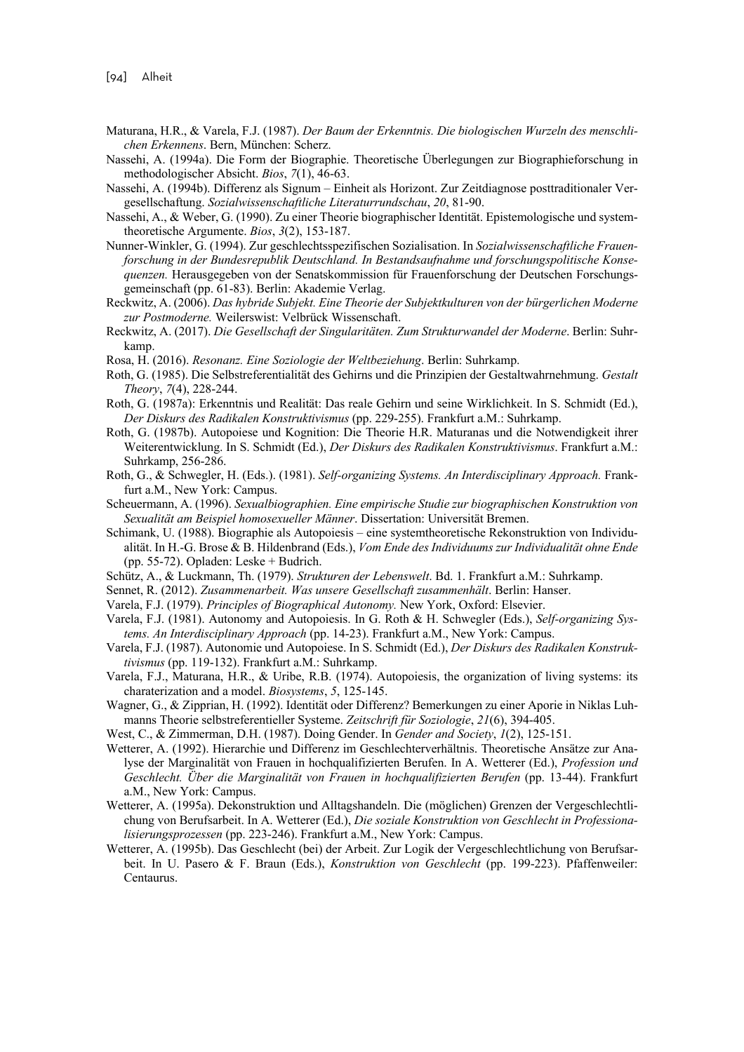Maturana, H.R., & Varela, F.J. (1987). *Der Baum der Erkenntnis. Die biologischen Wurzeln des menschlichen Erkennens*. Bern, München: Scherz.

Nassehi, A. (1994a). Die Form der Biographie. Theoretische Überlegungen zur Biographieforschung in methodologischer Absicht. *Bios*, *7*(1), 46-63.

Nassehi, A. (1994b). Differenz als Signum – Einheit als Horizont. Zur Zeitdiagnose posttraditionaler Vergesellschaftung. *Sozialwissenschaftliche Literaturrundschau*, *20*, 81-90.

Nassehi, A., & Weber, G. (1990). Zu einer Theorie biographischer Identität. Epistemologische und systemtheoretische Argumente. *Bios*, *3*(2), 153-187.

Nunner-Winkler, G. (1994). Zur geschlechtsspezifischen Sozialisation. In *Sozialwissenschaftliche Frauenforschung in der Bundesrepublik Deutschland. In Bestandsaufnahme und forschungspolitische Konsequenzen.* Herausgegeben von der Senatskommission für Frauenforschung der Deutschen Forschungsgemeinschaft (pp. 61-83). Berlin: Akademie Verlag.

Reckwitz, A. (2006). *Das hybride Subjekt. Eine Theorie der Subjektkulturen von der bürgerlichen Moderne zur Postmoderne.* Weilerswist: Velbrück Wissenschaft.

Reckwitz, A. (2017). *Die Gesellschaft der Singularitäten. Zum Strukturwandel der Moderne*. Berlin: Suhrkamp.

Rosa, H. (2016). *Resonanz. Eine Soziologie der Weltbeziehung*. Berlin: Suhrkamp.

Roth, G. (1985). Die Selbstreferentialität des Gehirns und die Prinzipien der Gestaltwahrnehmung. *Gestalt Theory*, *7*(4), 228-244.

Roth, G. (1987a): Erkenntnis und Realität: Das reale Gehirn und seine Wirklichkeit. In S. Schmidt (Ed.), *Der Diskurs des Radikalen Konstruktivismus* (pp. 229-255). Frankfurt a.M.: Suhrkamp.

Roth, G. (1987b). Autopoiese und Kognition: Die Theorie H.R. Maturanas und die Notwendigkeit ihrer Weiterentwicklung. In S. Schmidt (Ed.), *Der Diskurs des Radikalen Konstruktivismus*. Frankfurt a.M.: Suhrkamp, 256-286.

Roth, G., & Schwegler, H. (Eds.). (1981). *Self-organizing Systems. An Interdisciplinary Approach.* Frankfurt a.M., New York: Campus.

Scheuermann, A. (1996). *Sexualbiographien. Eine empirische Studie zur biographischen Konstruktion von Sexualität am Beispiel homosexueller Männer*. Dissertation: Universität Bremen.

Schimank, U. (1988). Biographie als Autopoiesis – eine systemtheoretische Rekonstruktion von Individualität. In H.-G. Brose & B. Hildenbrand (Eds.), *Vom Ende des Individuums zur Individualität ohne Ende* (pp. 55-72). Opladen: Leske + Budrich.

Schütz, A., & Luckmann, Th. (1979). *Strukturen der Lebenswelt*. Bd. 1. Frankfurt a.M.: Suhrkamp.

Sennet, R. (2012). *Zusammenarbeit. Was unsere Gesellschaft zusammenhält*. Berlin: Hanser.

Varela, F.J. (1979). *Principles of Biographical Autonomy.* New York, Oxford: Elsevier.

Varela, F.J. (1981). Autonomy and Autopoiesis. In G. Roth & H. Schwegler (Eds.), *Self-organizing Systems. An Interdisciplinary Approach* (pp. 14-23). Frankfurt a.M., New York: Campus.

Varela, F.J. (1987). Autonomie und Autopoiese. In S. Schmidt (Ed.), *Der Diskurs des Radikalen Konstruktivismus* (pp. 119-132). Frankfurt a.M.: Suhrkamp.

Varela, F.J., Maturana, H.R., & Uribe, R.B. (1974). Autopoiesis, the organization of living systems: its charaterization and a model. *Biosystems*, *5*, 125-145.

Wagner, G., & Zipprian, H. (1992). Identität oder Differenz? Bemerkungen zu einer Aporie in Niklas Luhmanns Theorie selbstreferentieller Systeme. *Zeitschrift für Soziologie*, *21*(6), 394-405.

West, C., & Zimmerman, D.H. (1987). Doing Gender. In *Gender and Society*, *1*(2), 125-151.

Wetterer, A. (1992). Hierarchie und Differenz im Geschlechterverhältnis. Theoretische Ansätze zur Analyse der Marginalität von Frauen in hochqualifizierten Berufen. In A. Wetterer (Ed.), *Profession und Geschlecht. Über die Marginalität von Frauen in hochqualifizierten Berufen* (pp. 13-44). Frankfurt a.M., New York: Campus.

Wetterer, A. (1995a). Dekonstruktion und Alltagshandeln. Die (möglichen) Grenzen der Vergeschlechtlichung von Berufsarbeit. In A. Wetterer (Ed.), *Die soziale Konstruktion von Geschlecht in Professionalisierungsprozessen* (pp. 223-246). Frankfurt a.M., New York: Campus.

Wetterer, A. (1995b). Das Geschlecht (bei) der Arbeit. Zur Logik der Vergeschlechtlichung von Berufsarbeit. In U. Pasero & F. Braun (Eds.), *Konstruktion von Geschlecht* (pp. 199-223). Pfaffenweiler: Centaurus.